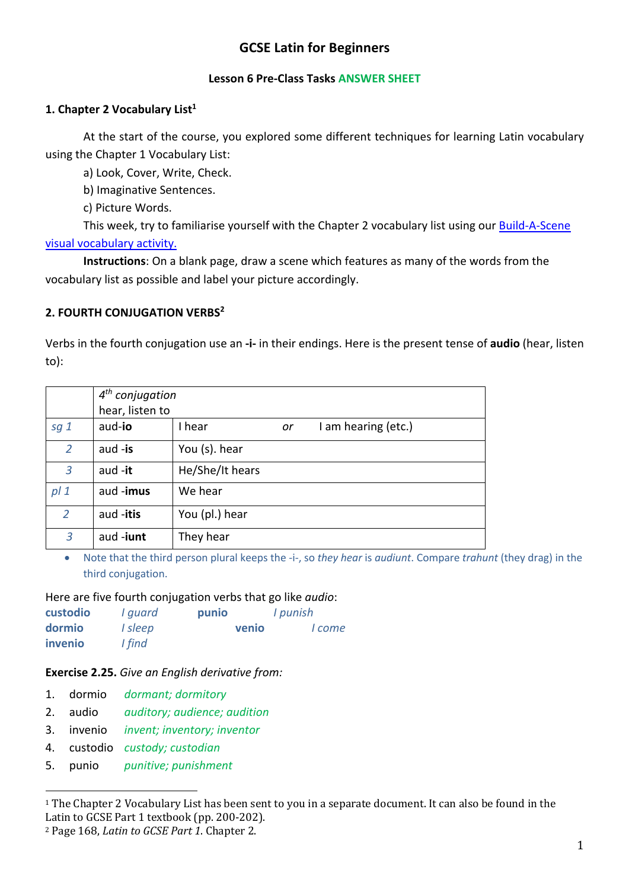# GCSE Latin for Beginners

### Lesson 6 Pre-Class Tasks ANSWER SHEET

**1. Chapter 2 Vocabulary List**[1]

At the start of the course, you explored some different techniques for learning Latin vocabulary using the Chapter 1 Vocabulary List:

a) Look, Cover, Write, Check.

b) Imaginative Sentences.

c) Picture Words.

This week, try to familiarise yourself with the Chapter 2 vocabulary list using our [Build-A-Scene visual vocabulary activity.]()

**Instructions**: On a blank page, draw a scene which features as many of the words from the vocabulary list as possible and label your picture accordingly.

**2. FOURTH CONJUGATION VERBS**[2]

Verbs in the fourth conjugation use an **-i-** in their endings. Here is the present tense of **audio** (hear, listen to):

| | *4th conjugation* hear, listen to | |
|---|---|---|
| *sg 1* | aud-**io** | I hear *or* I am hearing (etc.) |
| *2* | aud -**is** | You (s). hear |
| *3* | aud -**it** | He/She/It hears |
| *pl 1* | aud -**imus** | We hear |
| *2* | aud -**itis** | You (pl.) hear |
| *3* | aud -**iunt** | They hear |

- Note that the third person plural keeps the -i-, so *they hear* is *audiunt*. Compare *trahunt* (they drag) in the third conjugation.

Here are five fourth conjugation verbs that go like *audio*:

**custodio** *I guard* **punio** *I punish*
**dormio** *I sleep* **venio** *I come*
**invenio** *I find*

**Exercise 2.25.** *Give an English derivative from:*

1. dormio *dormant; dormitory*
2. audio *auditory; audience; audition*
3. invenio *invent; inventory; inventor*
4. custodio *custody; custodian*
5. punio *punitive; punishment*

---

[1] The Chapter 2 Vocabulary List has been sent to you in a separate document. It can also be found in the Latin to GCSE Part 1 textbook (pp. 200-202).

[2] Page 168, *Latin to GCSE Part 1*. Chapter 2.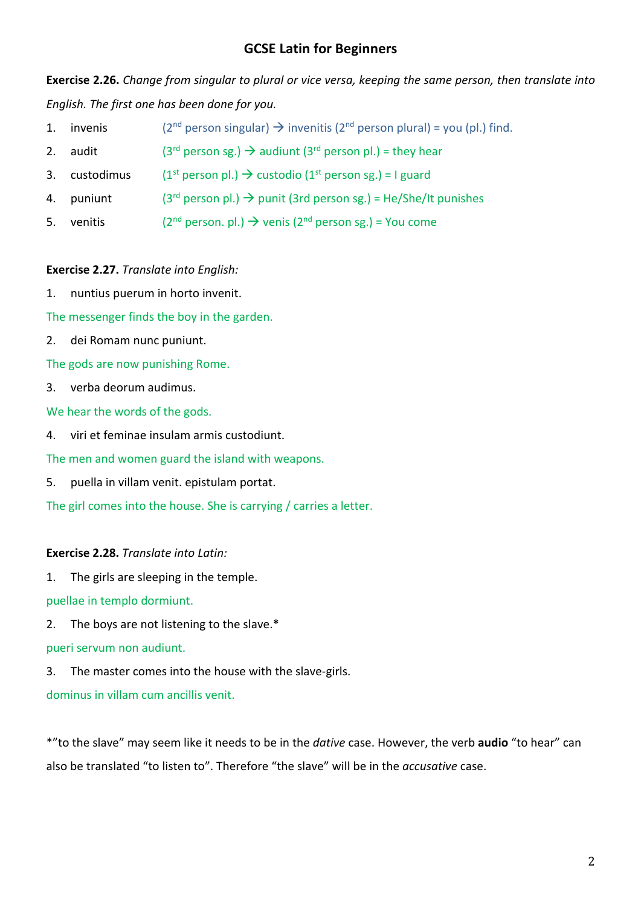## GCSE Latin for Beginners

**Exercise 2.26.** *Change from singular to plural or vice versa, keeping the same person, then translate into English. The first one has been done for you.*

1. invenis (2nd person singular) → invenitis (2nd person plural) = you (pl.) find.
2. audit (3rd person sg.) → audiunt (3rd person pl.) = they hear
3. custodimus (1st person pl.) → custodio (1st person sg.) = I guard
4. puniunt (3rd person pl.) → punit (3rd person sg.) = He/She/It punishes
5. venitis (2nd person. pl.) → venis (2nd person sg.) = You come

**Exercise 2.27.** *Translate into English:*

1. nuntius puerum in horto invenit.

The messenger finds the boy in the garden.

2. dei Romam nunc puniunt.

The gods are now punishing Rome.

3. verba deorum audimus.

We hear the words of the gods.

4. viri et feminae insulam armis custodiunt.

The men and women guard the island with weapons.

5. puella in villam venit. epistulam portat.

The girl comes into the house. She is carrying / carries a letter.

**Exercise 2.28.** *Translate into Latin:*

1. The girls are sleeping in the temple.

puellae in templo dormiunt.

2. The boys are not listening to the slave.*

pueri servum non audiunt.

3. The master comes into the house with the slave-girls.

dominus in villam cum ancillis venit.

*"to the slave" may seem like it needs to be in the *dative* case. However, the verb **audio** "to hear" can also be translated "to listen to". Therefore "the slave" will be in the *accusative* case.